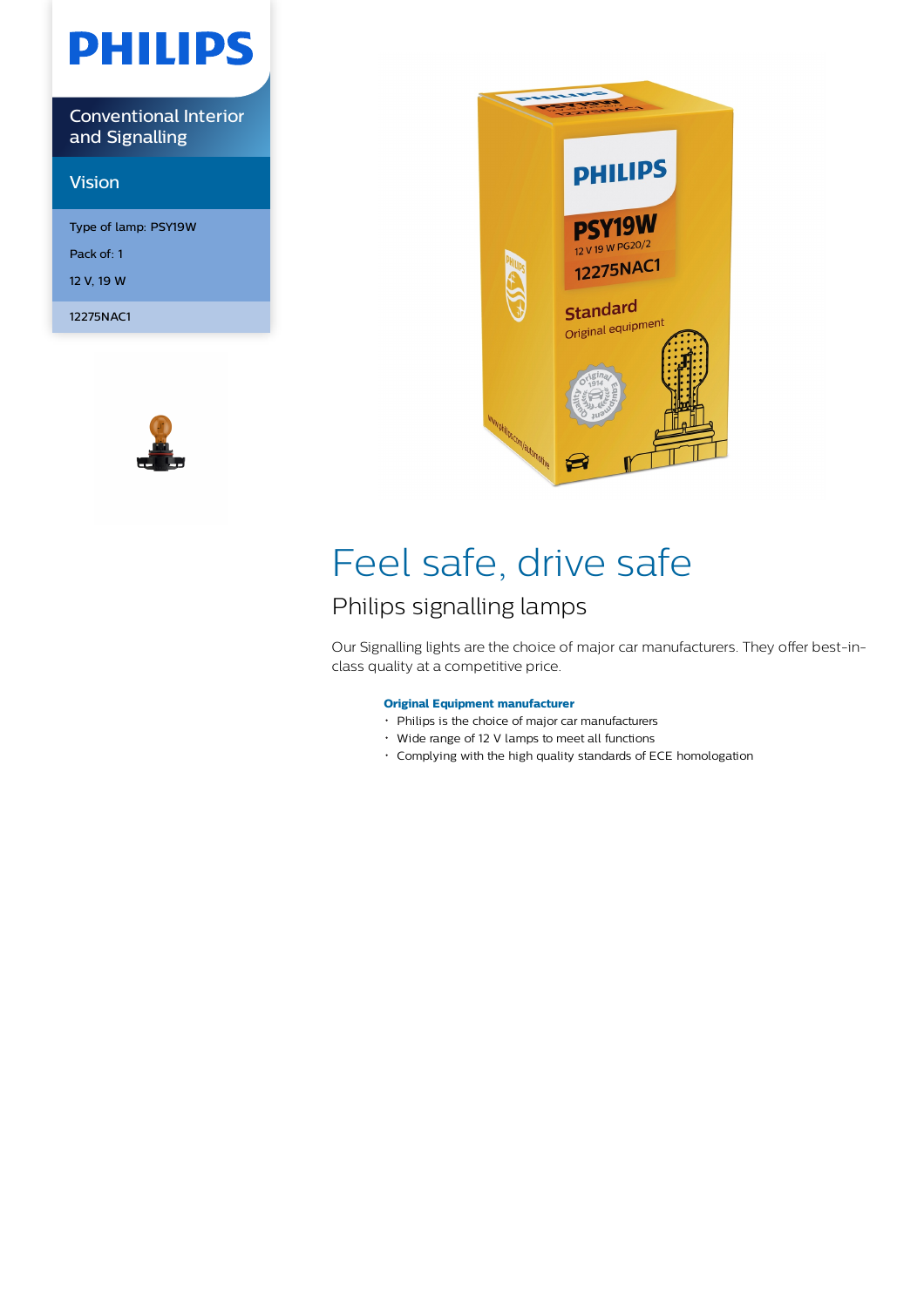# PHILIPS

Conventional Interior and Signalling

## Vision

Type of lamp: PSY19W

Pack of: 1

12 V, 19 W

12275NAC1

# Feel safe, drive safe

## Philips signalling lamps

Our Signalling lights are the choice of major car manufacturers. They offer best-in-class quality at a competitive price.

**Original Equipment manufacturer**

- Philips is the choice of major car manufacturers
- Wide range of 12 V lamps to meet all functions
- Complying with the high quality standards of ECE homologation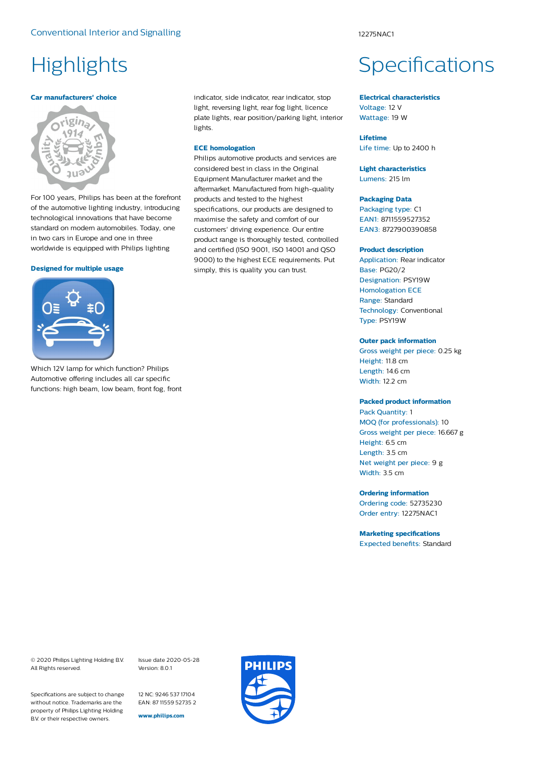# Highlights

**Car manufacturers' choice**

For 100 years, Philips has been at the forefront of the automotive lighting industry, introducing technological innovations that have become standard on modern automobiles. Today, one in two cars in Europe and one in three worldwide is equipped with Philips lighting

**Designed for multiple usage**

Which 12V lamp for which function? Philips Automotive offering includes all car specific functions: high beam, low beam, front fog, front indicator, side indicator, rear indicator, stop light, reversing light, rear fog light, licence plate lights, rear position/parking light, interior lights.

**ECE homologation**

Philips automotive products and services are considered best in class in the Original Equipment Manufacturer market and the aftermarket. Manufactured from high-quality products and tested to the highest specifications, our products are designed to maximise the safety and comfort of our customers' driving experience. Our entire product range is thoroughly tested, controlled and certified (ISO 9001, ISO 14001 and QSO 9000) to the highest ECE requirements. Put simply, this is quality you can trust.

# Specifications

**Electrical characteristics**
- Voltage: 12 V
- Wattage: 19 W

**Lifetime**
- Life time: Up to 2400 h

**Light characteristics**
- Lumens: 215 lm

**Packaging Data**
- Packaging type: C1
- EAN1: 8711559527352
- EAN3: 8727900390858

**Product description**
- Application: Rear indicator
- Base: PG20/2
- Designation: PSY19W
- Homologation ECE
- Range: Standard
- Technology: Conventional
- Type: PSY19W

**Outer pack information**
- Gross weight per piece: 0.25 kg
- Height: 11.8 cm
- Length: 14.6 cm
- Width: 12.2 cm

**Packed product information**
- Pack Quantity: 1
- MOQ (for professionals): 10
- Gross weight per piece: 16.667 g
- Height: 6.5 cm
- Length: 3.5 cm
- Net weight per piece: 9 g
- Width: 3.5 cm

**Ordering information**
- Ordering code: 52735230
- Order entry: 12275NAC1

**Marketing specifications**
- Expected benefits: Standard

© 2020 Philips Lighting Holding B.V.
All Rights reserved.

Specifications are subject to change without notice. Trademarks are the property of Philips Lighting Holding B.V. or their respective owners.

Issue date 2020-05-28
Version: 8.0.1

12 NC: 9246 537 17104
EAN: 87 11559 52735 2

www.philips.com